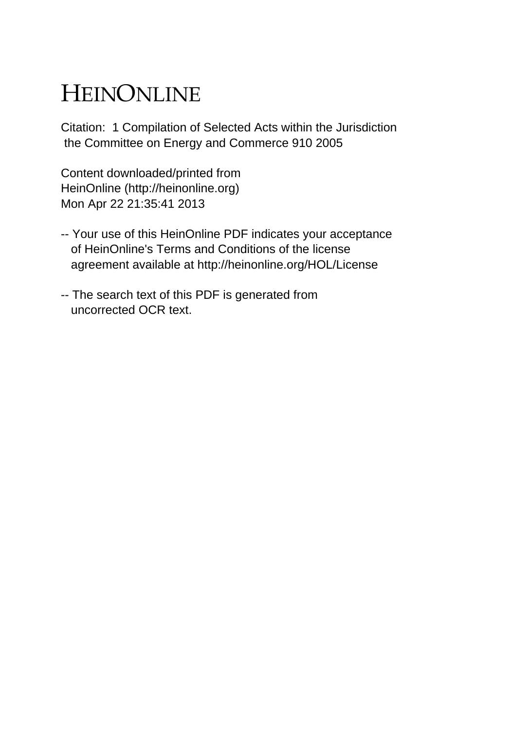# HEINONLINE

Citation: 1 Compilation of Selected Acts within the Jurisdiction the Committee on Energy and Commerce 910 2005

Content downloaded/printed from
HeinOnline (http://heinonline.org)
Mon Apr 22 21:35:41 2013

-- Your use of this HeinOnline PDF indicates your acceptance of HeinOnline's Terms and Conditions of the license agreement available at http://heinonline.org/HOL/License

-- The search text of this PDF is generated from uncorrected OCR text.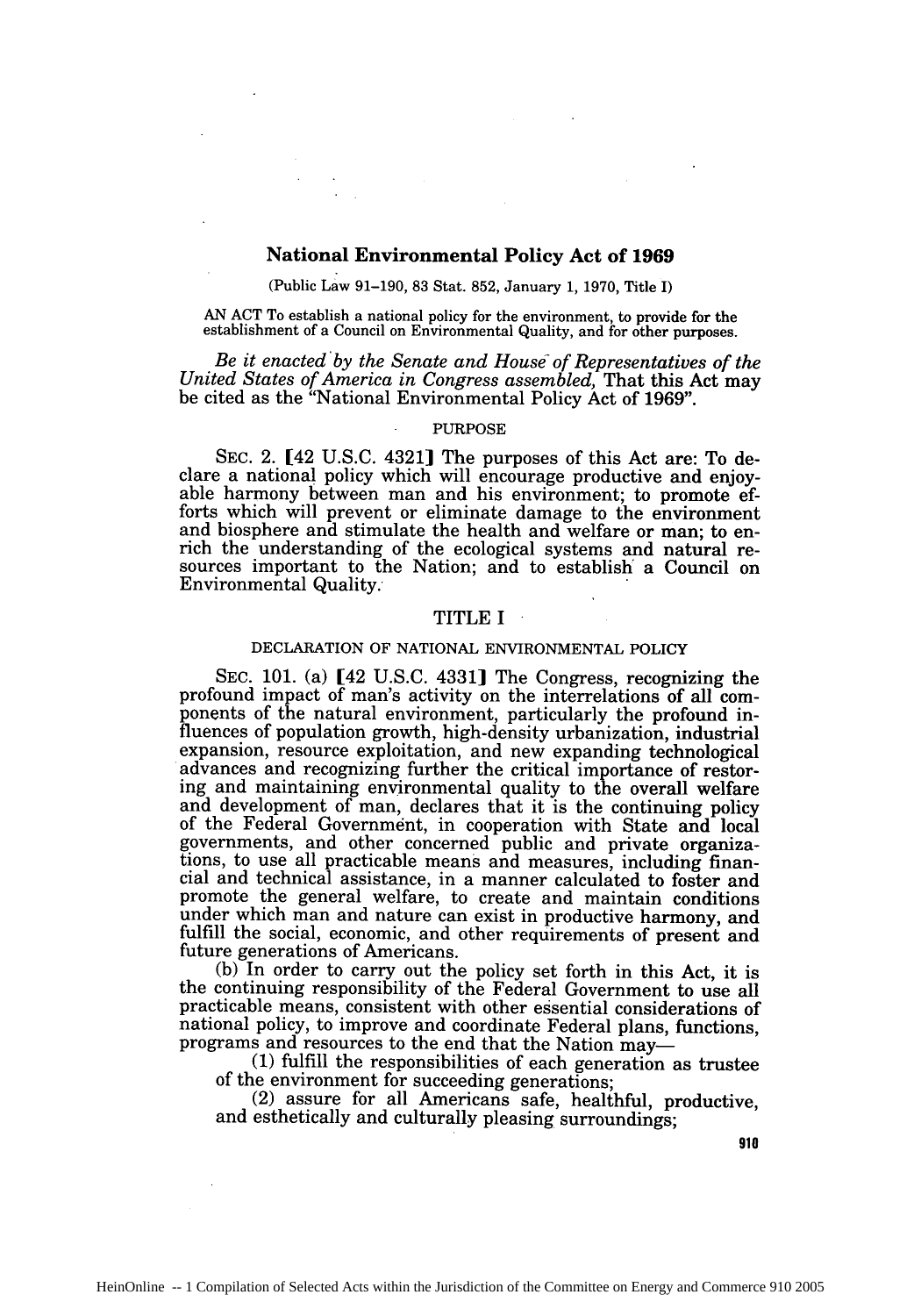## National Environmental Policy Act of 1969

(Public Law 91–190, 83 Stat. 852, January 1, 1970, Title I)

AN ACT To establish a national policy for the environment, to provide for the establishment of a Council on Environmental Quality, and for other purposes.

*Be it enacted by the Senate and House of Representatives of the United States of America in Congress assembled,* That this Act may be cited as the "National Environmental Policy Act of 1969".

### PURPOSE

SEC. 2. [42 U.S.C. 4321] The purposes of this Act are: To declare a national policy which will encourage productive and enjoyable harmony between man and his environment; to promote efforts which will prevent or eliminate damage to the environment and biosphere and stimulate the health and welfare or man; to enrich the understanding of the ecological systems and natural resources important to the Nation; and to establish a Council on Environmental Quality.

### TITLE I

#### DECLARATION OF NATIONAL ENVIRONMENTAL POLICY

SEC. 101. (a) [42 U.S.C. 4331] The Congress, recognizing the profound impact of man's activity on the interrelations of all components of the natural environment, particularly the profound influences of population growth, high-density urbanization, industrial expansion, resource exploitation, and new expanding technological advances and recognizing further the critical importance of restoring and maintaining environmental quality to the overall welfare and development of man, declares that it is the continuing policy of the Federal Government, in cooperation with State and local governments, and other concerned public and private organizations, to use all practicable means and measures, including financial and technical assistance, in a manner calculated to foster and promote the general welfare, to create and maintain conditions under which man and nature can exist in productive harmony, and fulfill the social, economic, and other requirements of present and future generations of Americans.

(b) In order to carry out the policy set forth in this Act, it is the continuing responsibility of the Federal Government to use all practicable means, consistent with other essential considerations of national policy, to improve and coordinate Federal plans, functions, programs and resources to the end that the Nation may—

(1) fulfill the responsibilities of each generation as trustee of the environment for succeeding generations;

(2) assure for all Americans safe, healthful, productive, and esthetically and culturally pleasing surroundings;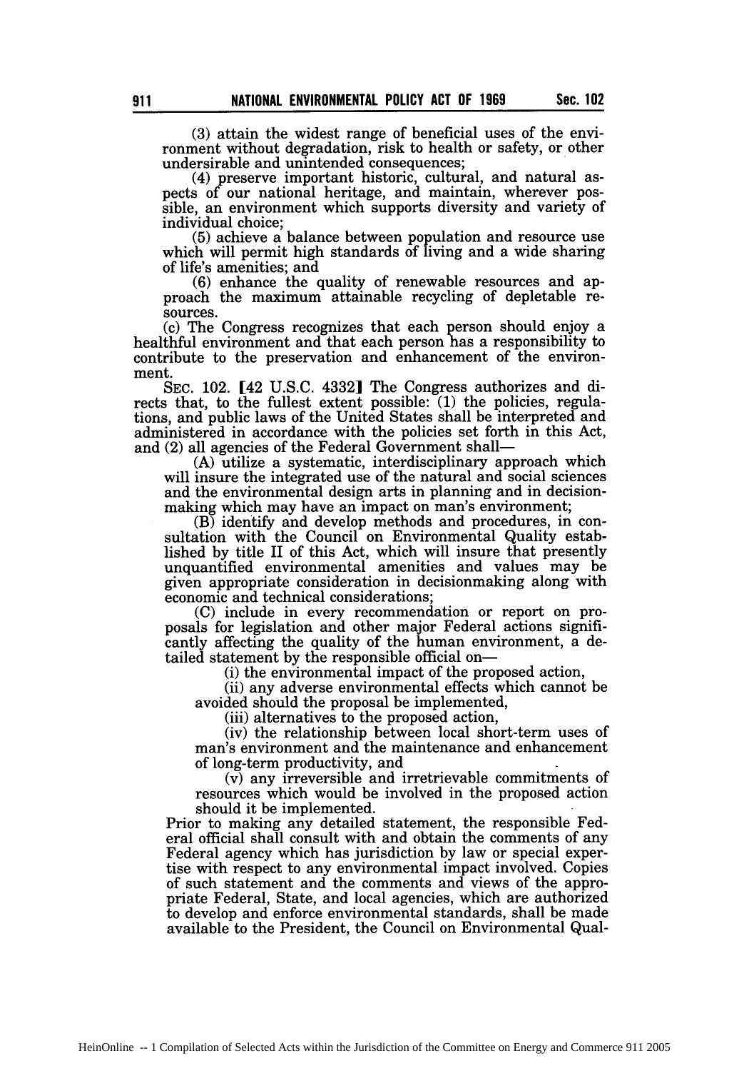(3) attain the widest range of beneficial uses of the environment without degradation, risk to health or safety, or other undersirable and unintended consequences;

(4) preserve important historic, cultural, and natural aspects of our national heritage, and maintain, wherever possible, an environment which supports diversity and variety of individual choice;

(5) achieve a balance between population and resource use which will permit high standards of living and a wide sharing of life's amenities; and

(6) enhance the quality of renewable resources and approach the maximum attainable recycling of depletable resources.

(c) The Congress recognizes that each person should enjoy a healthful environment and that each person has a responsibility to contribute to the preservation and enhancement of the environment.

SEC. 102. [42 U.S.C. 4332] The Congress authorizes and directs that, to the fullest extent possible: (1) the policies, regulations, and public laws of the United States shall be interpreted and administered in accordance with the policies set forth in this Act, and (2) all agencies of the Federal Government shall—

(A) utilize a systematic, interdisciplinary approach which will insure the integrated use of the natural and social sciences and the environmental design arts in planning and in decisionmaking which may have an impact on man's environment;

(B) identify and develop methods and procedures, in consultation with the Council on Environmental Quality established by title II of this Act, which will insure that presently unquantified environmental amenities and values may be given appropriate consideration in decisionmaking along with economic and technical considerations;

(C) include in every recommendation or report on proposals for legislation and other major Federal actions significantly affecting the quality of the human environment, a detailed statement by the responsible official on—

(i) the environmental impact of the proposed action,

(ii) any adverse environmental effects which cannot be avoided should the proposal be implemented,

(iii) alternatives to the proposed action,

(iv) the relationship between local short-term uses of man's environment and the maintenance and enhancement of long-term productivity, and

(v) any irreversible and irretrievable commitments of resources which would be involved in the proposed action should it be implemented.

Prior to making any detailed statement, the responsible Federal official shall consult with and obtain the comments of any Federal agency which has jurisdiction by law or special expertise with respect to any environmental impact involved. Copies of such statement and the comments and views of the appropriate Federal, State, and local agencies, which are authorized to develop and enforce environmental standards, shall be made available to the President, the Council on Environmental Qual-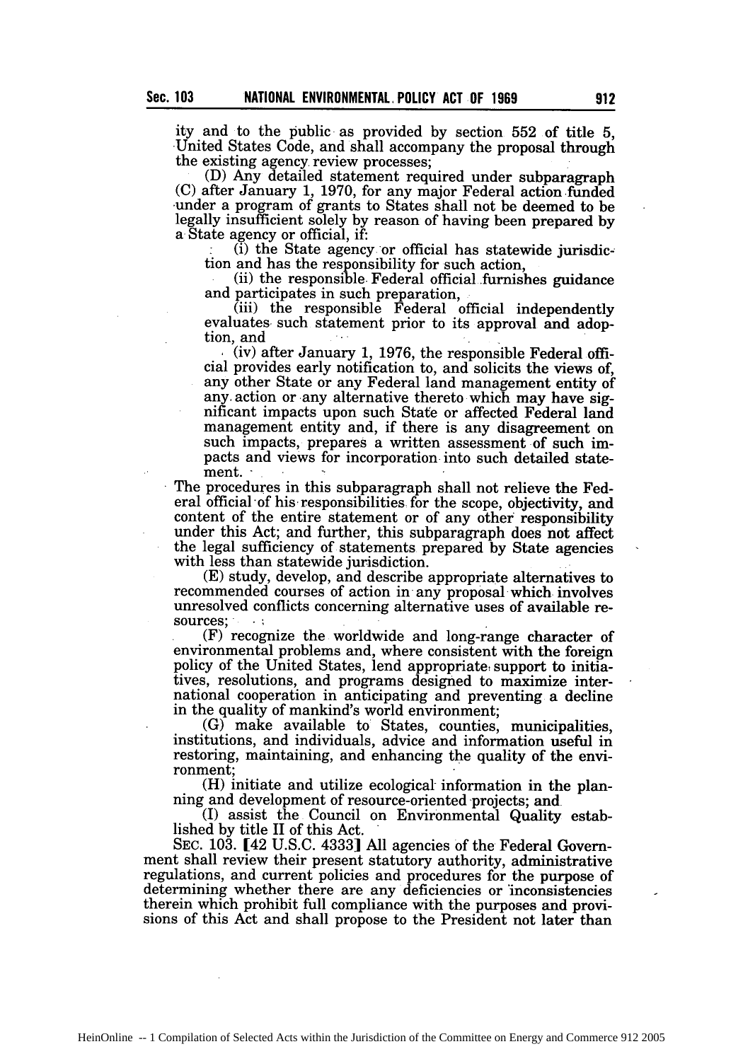ity and to the public as provided by section 552 of title 5, United States Code, and shall accompany the proposal through the existing agency review processes;

(D) Any detailed statement required under subparagraph (C) after January 1, 1970, for any major Federal action funded under a program of grants to States shall not be deemed to be legally insufficient solely by reason of having been prepared by a State agency or official, if:

(i) the State agency or official has statewide jurisdiction and has the responsibility for such action,

(ii) the responsible Federal official furnishes guidance and participates in such preparation,

(iii) the responsible Federal official independently evaluates such statement prior to its approval and adoption, and

(iv) after January 1, 1976, the responsible Federal official provides early notification to, and solicits the views of, any other State or any Federal land management entity of any action or any alternative thereto which may have significant impacts upon such State or affected Federal land management entity and, if there is any disagreement on such impacts, prepares a written assessment of such impacts and views for incorporation into such detailed statement.

The procedures in this subparagraph shall not relieve the Federal official of his responsibilities for the scope, objectivity, and content of the entire statement or of any other responsibility under this Act; and further, this subparagraph does not affect the legal sufficiency of statements prepared by State agencies with less than statewide jurisdiction.

(E) study, develop, and describe appropriate alternatives to recommended courses of action in any proposal which involves unresolved conflicts concerning alternative uses of available resources;

(F) recognize the worldwide and long-range character of environmental problems and, where consistent with the foreign policy of the United States, lend appropriate support to initiatives, resolutions, and programs designed to maximize international cooperation in anticipating and preventing a decline in the quality of mankind's world environment;

(G) make available to States, counties, municipalities, institutions, and individuals, advice and information useful in restoring, maintaining, and enhancing the quality of the environment;

(H) initiate and utilize ecological information in the planning and development of resource-oriented projects; and

(I) assist the Council on Environmental Quality established by title II of this Act.

SEC. 103. [42 U.S.C. 4333] All agencies of the Federal Government shall review their present statutory authority, administrative regulations, and current policies and procedures for the purpose of determining whether there are any deficiencies or inconsistencies therein which prohibit full compliance with the purposes and provisions of this Act and shall propose to the President not later than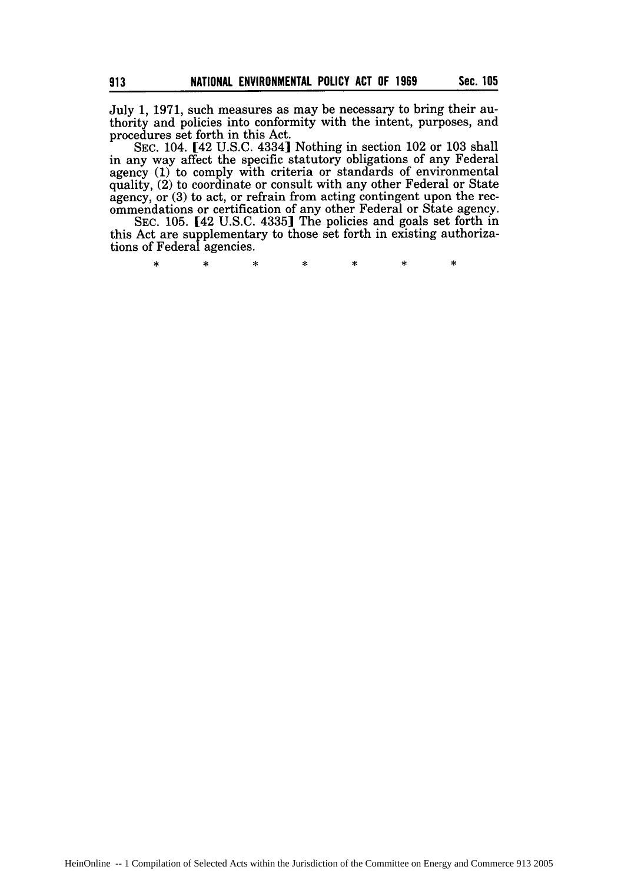July 1, 1971, such measures as may be necessary to bring their authority and policies into conformity with the intent, purposes, and procedures set forth in this Act.

SEC. 104. [42 U.S.C. 4334] Nothing in section 102 or 103 shall in any way affect the specific statutory obligations of any Federal agency (1) to comply with criteria or standards of environmental quality, (2) to coordinate or consult with any other Federal or State agency, or (3) to act, or refrain from acting contingent upon the recommendations or certification of any other Federal or State agency.

SEC. 105. [42 U.S.C. 4335] The policies and goals set forth in this Act are supplementary to those set forth in existing authorizations of Federal agencies.

\* \* \* \* \* \* \*